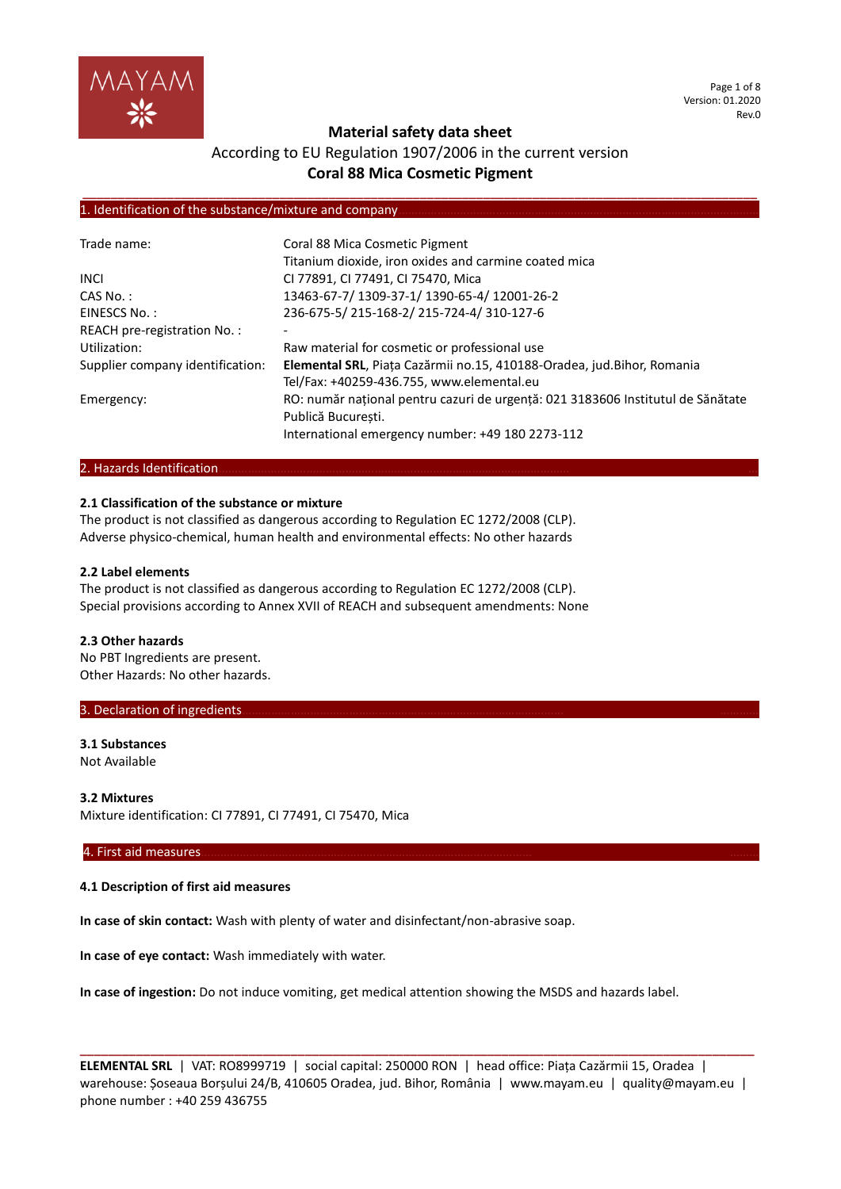# Material safety data sheet

According to EU Regulation 1907/2006 in the current version

**Coral 88 Mica Cosmetic Pigment**

## 1. Identification of the substance/mixture and company

| | |
|---|---|
| Trade name: | Coral 88 Mica Cosmetic Pigment<br>Titanium dioxide, iron oxides and carmine coated mica |
| INCI | CI 77891, CI 77491, CI 75470, Mica |
| CAS No. : | 13463-67-7/ 1309-37-1/ 1390-65-4/ 12001-26-2 |
| EINESCS No. : | 236-675-5/ 215-168-2/ 215-724-4/ 310-127-6 |
| REACH pre-registration No. : | - |
| Utilization: | Raw material for cosmetic or professional use |
| Supplier company identification: | **Elemental SRL**, Piața Cazărmii no.15, 410188-Oradea, jud.Bihor, Romania<br>Tel/Fax: +40259-436.755, www.elemental.eu |
| Emergency: | RO: număr național pentru cazuri de urgență: 021 3183606 Institutul de Sănătate Publică București.<br>International emergency number: +49 180 2273-112 |

## 2. Hazards Identification

### 2.1 Classification of the substance or mixture

The product is not classified as dangerous according to Regulation EC 1272/2008 (CLP).
Adverse physico-chemical, human health and environmental effects: No other hazards

### 2.2 Label elements

The product is not classified as dangerous according to Regulation EC 1272/2008 (CLP).
Special provisions according to Annex XVII of REACH and subsequent amendments: None

### 2.3 Other hazards

No PBT Ingredients are present.
Other Hazards: No other hazards.

## 3. Declaration of ingredients

### 3.1 Substances

Not Available

### 3.2 Mixtures

Mixture identification: CI 77891, CI 77491, CI 75470, Mica

## 4. First aid measures

### 4.1 Description of first aid measures

**In case of skin contact:** Wash with plenty of water and disinfectant/non-abrasive soap.

**In case of eye contact:** Wash immediately with water.

**In case of ingestion:** Do not induce vomiting, get medical attention showing the MSDS and hazards label.

**ELEMENTAL SRL** | VAT: RO8999719 | social capital: 250000 RON | head office: Piața Cazărmii 15, Oradea | warehouse: Șoseaua Borșului 24/B, 410605 Oradea, jud. Bihor, România | www.mayam.eu | quality@mayam.eu | phone number : +40 259 436755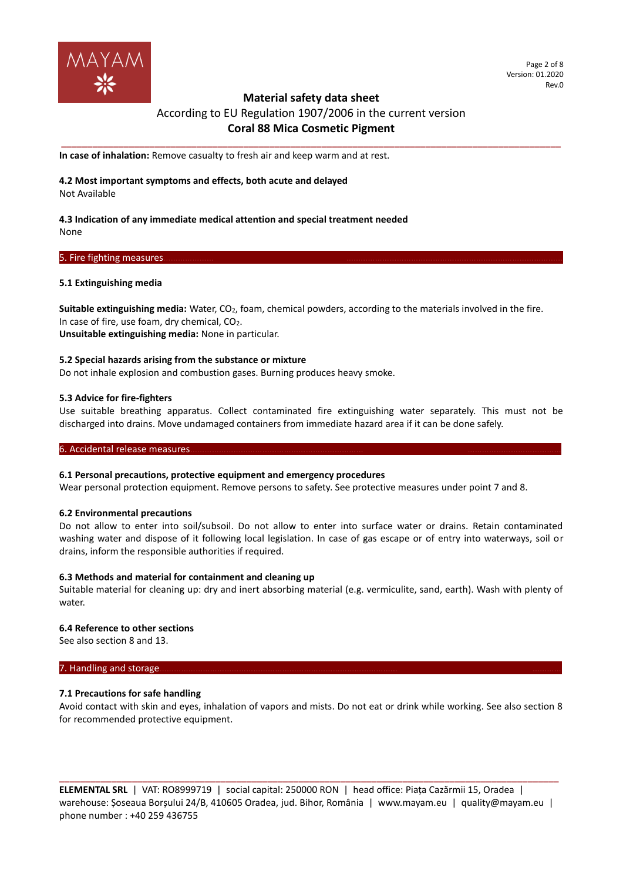**In case of inhalation:** Remove casualty to fresh air and keep warm and at rest.

### 4.2 Most important symptoms and effects, both acute and delayed

Not Available

### 4.3 Indication of any immediate medical attention and special treatment needed

None

## 5. Fire fighting measures

### 5.1 Extinguishing media

**Suitable extinguishing media:** Water, $CO_2$, foam, chemical powders, according to the materials involved in the fire. In case of fire, use foam, dry chemical, $CO_2$.
**Unsuitable extinguishing media:** None in particular.

### 5.2 Special hazards arising from the substance or mixture

Do not inhale explosion and combustion gases. Burning produces heavy smoke.

### 5.3 Advice for fire-fighters

Use suitable breathing apparatus. Collect contaminated fire extinguishing water separately. This must not be discharged into drains. Move undamaged containers from immediate hazard area if it can be done safely.

## 6. Accidental release measures

### 6.1 Personal precautions, protective equipment and emergency procedures

Wear personal protection equipment. Remove persons to safety. See protective measures under point 7 and 8.

### 6.2 Environmental precautions

Do not allow to enter into soil/subsoil. Do not allow to enter into surface water or drains. Retain contaminated washing water and dispose of it following local legislation. In case of gas escape or of entry into waterways, soil or drains, inform the responsible authorities if required.

### 6.3 Methods and material for containment and cleaning up

Suitable material for cleaning up: dry and inert absorbing material (e.g. vermiculite, sand, earth). Wash with plenty of water.

### 6.4 Reference to other sections

See also section 8 and 13.

## 7. Handling and storage

### 7.1 Precautions for safe handling

Avoid contact with skin and eyes, inhalation of vapors and mists. Do not eat or drink while working. See also section 8 for recommended protective equipment.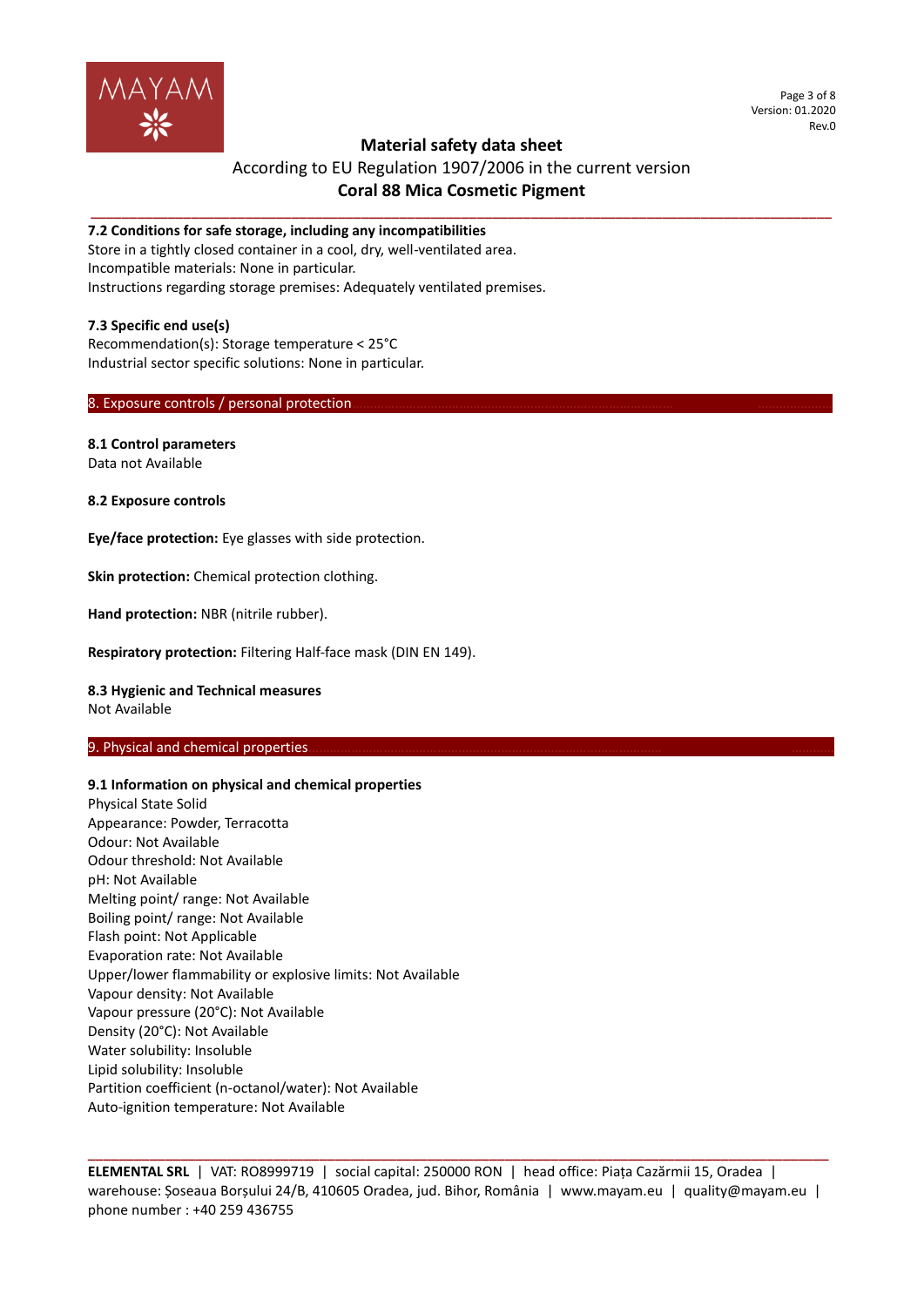### 7.2 Conditions for safe storage, including any incompatibilities

Store in a tightly closed container in a cool, dry, well-ventilated area.
Incompatible materials: None in particular.
Instructions regarding storage premises: Adequately ventilated premises.

### 7.3 Specific end use(s)

Recommendation(s): Storage temperature < 25°C
Industrial sector specific solutions: None in particular.

## 8. Exposure controls / personal protection

### 8.1 Control parameters

Data not Available

### 8.2 Exposure controls

**Eye/face protection:** Eye glasses with side protection.

**Skin protection:** Chemical protection clothing.

**Hand protection:** NBR (nitrile rubber).

**Respiratory protection:** Filtering Half-face mask (DIN EN 149).

### 8.3 Hygienic and Technical measures

Not Available

## 9. Physical and chemical properties

### 9.1 Information on physical and chemical properties

Physical State Solid
Appearance: Powder, Terracotta
Odour: Not Available
Odour threshold: Not Available
pH: Not Available
Melting point/ range: Not Available
Boiling point/ range: Not Available
Flash point: Not Applicable
Evaporation rate: Not Available
Upper/lower flammability or explosive limits: Not Available
Vapour density: Not Available
Vapour pressure (20°C): Not Available
Density (20°C): Not Available
Water solubility: Insoluble
Lipid solubility: Insoluble
Partition coefficient (n-octanol/water): Not Available
Auto-ignition temperature: Not Available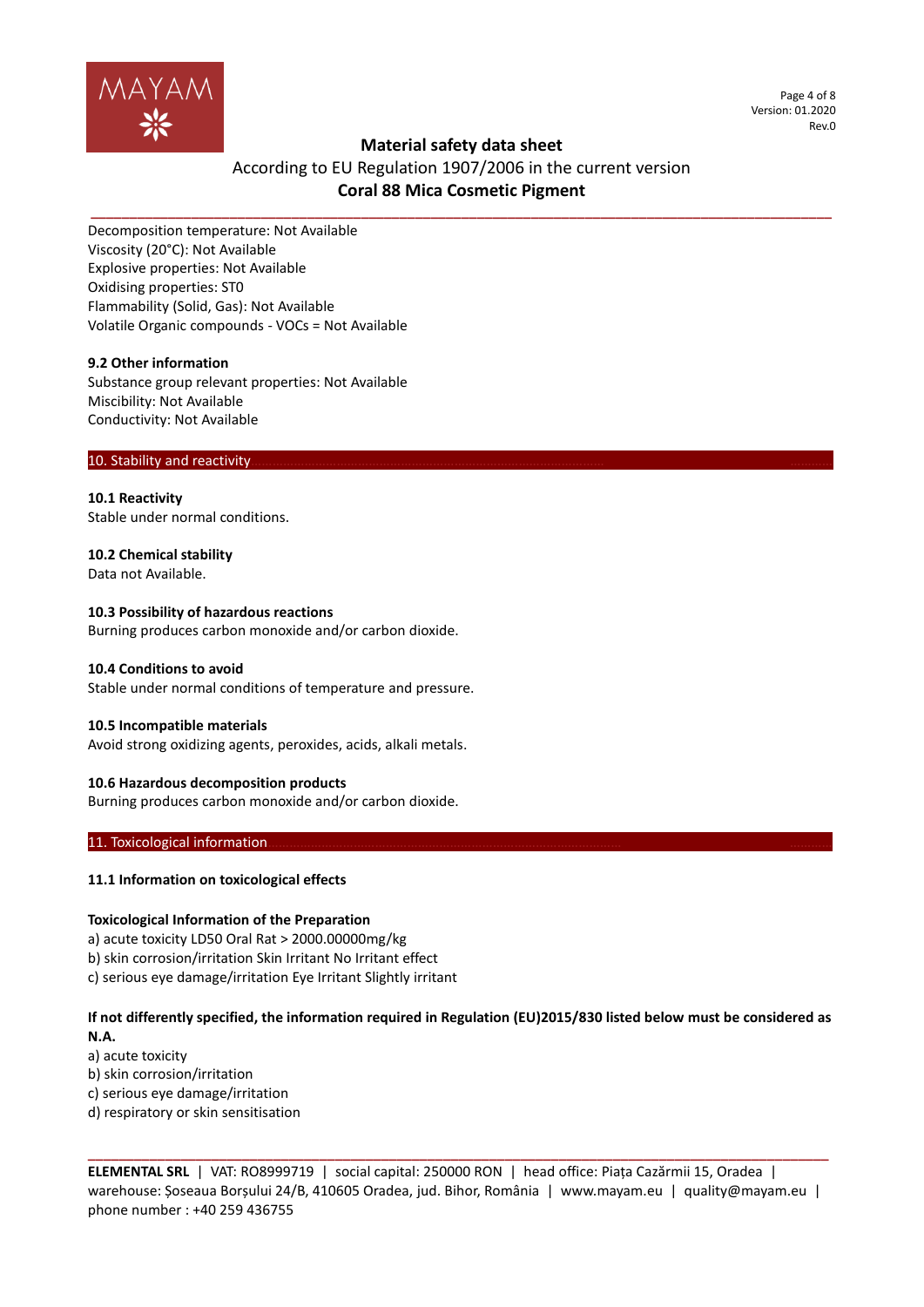Decomposition temperature: Not Available
Viscosity (20°C): Not Available
Explosive properties: Not Available
Oxidising properties: ST0
Flammability (Solid, Gas): Not Available
Volatile Organic compounds - VOCs = Not Available

**9.2 Other information**

Substance group relevant properties: Not Available
Miscibility: Not Available
Conductivity: Not Available

## 10. Stability and reactivity

**10.1 Reactivity**

Stable under normal conditions.

**10.2 Chemical stability**

Data not Available.

**10.3 Possibility of hazardous reactions**

Burning produces carbon monoxide and/or carbon dioxide.

**10.4 Conditions to avoid**

Stable under normal conditions of temperature and pressure.

**10.5 Incompatible materials**

Avoid strong oxidizing agents, peroxides, acids, alkali metals.

**10.6 Hazardous decomposition products**

Burning produces carbon monoxide and/or carbon dioxide.

## 11. Toxicological information

**11.1 Information on toxicological effects**

**Toxicological Information of the Preparation**

a) acute toxicity LD50 Oral Rat > 2000.00000mg/kg
b) skin corrosion/irritation Skin Irritant No Irritant effect
c) serious eye damage/irritation Eye Irritant Slightly irritant

**If not differently specified, the information required in Regulation (EU)2015/830 listed below must be considered as N.A.**

a) acute toxicity
b) skin corrosion/irritation
c) serious eye damage/irritation
d) respiratory or skin sensitisation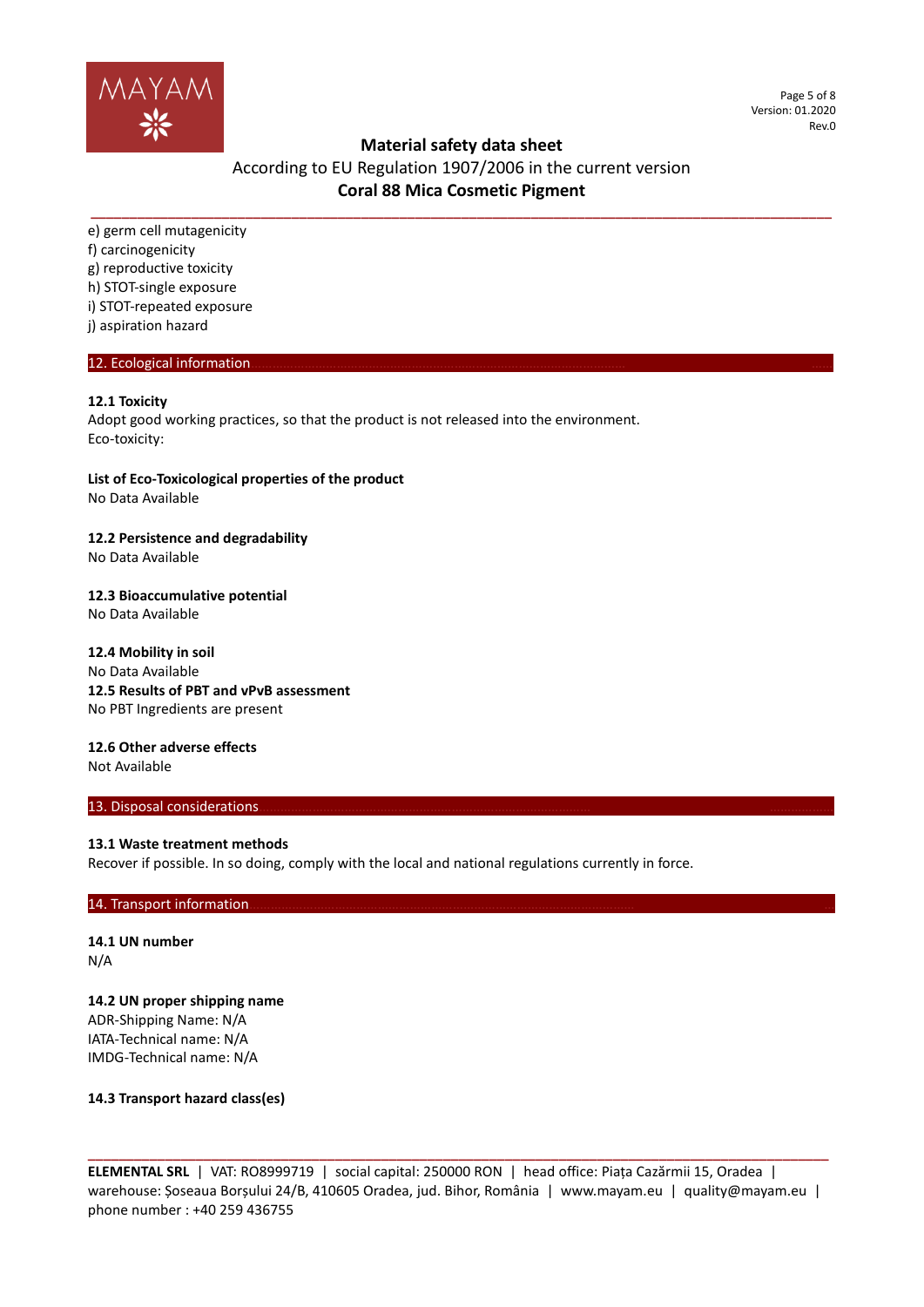e) germ cell mutagenicity
f) carcinogenicity
g) reproductive toxicity
h) STOT-single exposure
i) STOT-repeated exposure
j) aspiration hazard

## 12. Ecological information

**12.1 Toxicity**
Adopt good working practices, so that the product is not released into the environment.
Eco-toxicity:

**List of Eco-Toxicological properties of the product**
No Data Available

**12.2 Persistence and degradability**
No Data Available

**12.3 Bioaccumulative potential**
No Data Available

**12.4 Mobility in soil**
No Data Available
**12.5 Results of PBT and vPvB assessment**
No PBT Ingredients are present

**12.6 Other adverse effects**
Not Available

## 13. Disposal considerations

**13.1 Waste treatment methods**
Recover if possible. In so doing, comply with the local and national regulations currently in force.

## 14. Transport information

**14.1 UN number**
N/A

**14.2 UN proper shipping name**
ADR-Shipping Name: N/A
IATA-Technical name: N/A
IMDG-Technical name: N/A

**14.3 Transport hazard class(es)**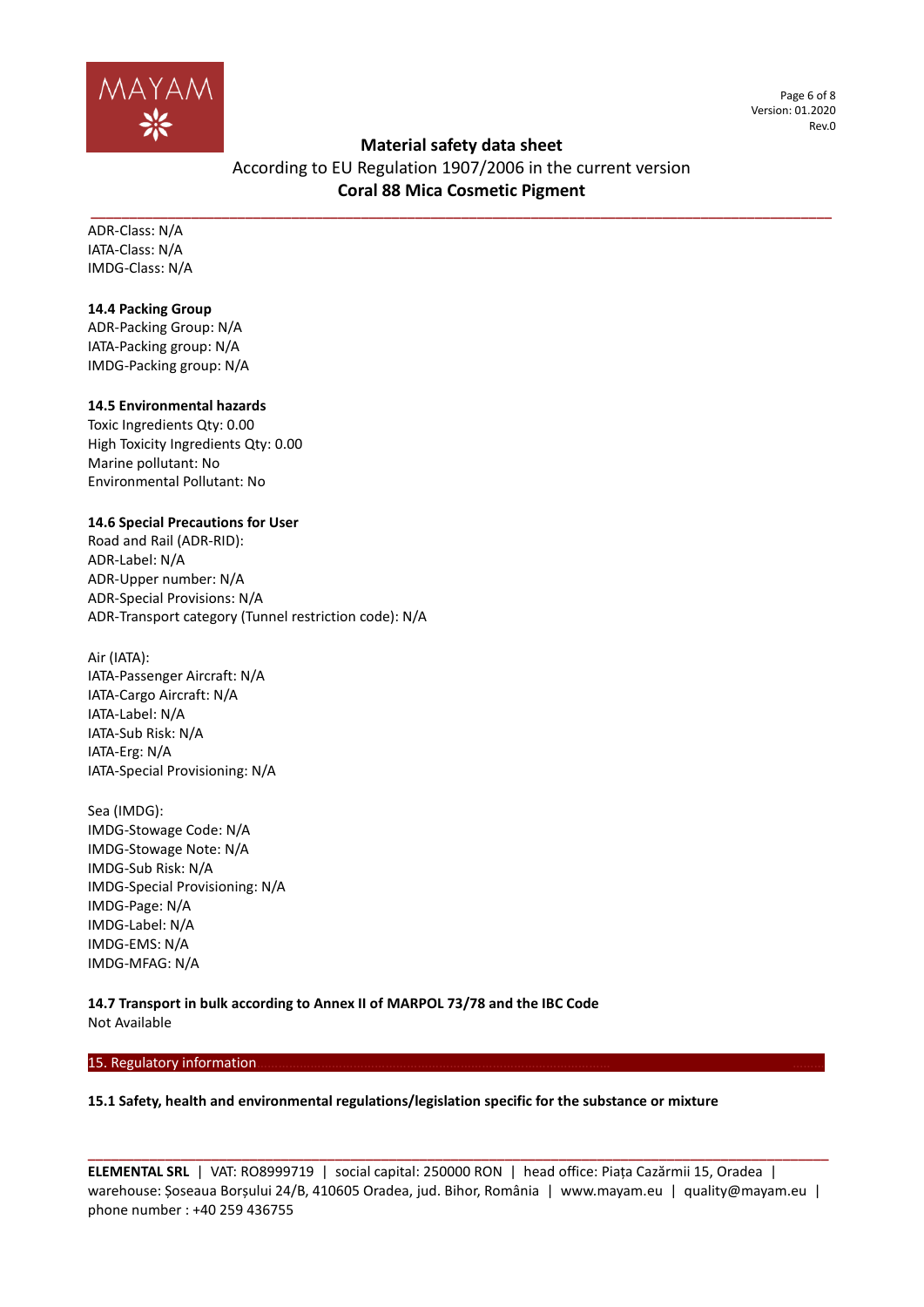ADR-Class: N/A
IATA-Class: N/A
IMDG-Class: N/A

**14.4 Packing Group**
ADR-Packing Group: N/A
IATA-Packing group: N/A
IMDG-Packing group: N/A

**14.5 Environmental hazards**
Toxic Ingredients Qty: 0.00
High Toxicity Ingredients Qty: 0.00
Marine pollutant: No
Environmental Pollutant: No

**14.6 Special Precautions for User**
Road and Rail (ADR-RID):
ADR-Label: N/A
ADR-Upper number: N/A
ADR-Special Provisions: N/A
ADR-Transport category (Tunnel restriction code): N/A

Air (IATA):
IATA-Passenger Aircraft: N/A
IATA-Cargo Aircraft: N/A
IATA-Label: N/A
IATA-Sub Risk: N/A
IATA-Erg: N/A
IATA-Special Provisioning: N/A

Sea (IMDG):
IMDG-Stowage Code: N/A
IMDG-Stowage Note: N/A
IMDG-Sub Risk: N/A
IMDG-Special Provisioning: N/A
IMDG-Page: N/A
IMDG-Label: N/A
IMDG-EMS: N/A
IMDG-MFAG: N/A

**14.7 Transport in bulk according to Annex II of MARPOL 73/78 and the IBC Code**
Not Available

## 15. Regulatory information

**15.1 Safety, health and environmental regulations/legislation specific for the substance or mixture**

**ELEMENTAL SRL** | VAT: RO8999719 | social capital: 250000 RON | head office: Piața Cazărmii 15, Oradea | warehouse: Șoseaua Borșului 24/B, 410605 Oradea, jud. Bihor, România | www.mayam.eu | quality@mayam.eu | phone number : +40 259 436755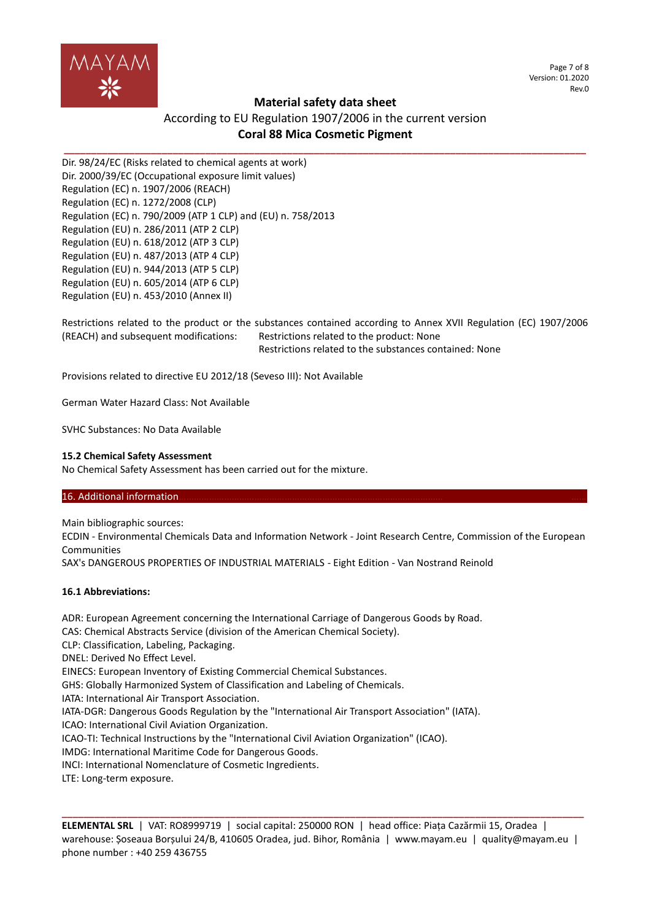Dir. 98/24/EC (Risks related to chemical agents at work)
Dir. 2000/39/EC (Occupational exposure limit values)
Regulation (EC) n. 1907/2006 (REACH)
Regulation (EC) n. 1272/2008 (CLP)
Regulation (EC) n. 790/2009 (ATP 1 CLP) and (EU) n. 758/2013
Regulation (EU) n. 286/2011 (ATP 2 CLP)
Regulation (EU) n. 618/2012 (ATP 3 CLP)
Regulation (EU) n. 487/2013 (ATP 4 CLP)
Regulation (EU) n. 944/2013 (ATP 5 CLP)
Regulation (EU) n. 605/2014 (ATP 6 CLP)
Regulation (EU) n. 453/2010 (Annex II)

Restrictions related to the product or the substances contained according to Annex XVII Regulation (EC) 1907/2006 (REACH) and subsequent modifications: Restrictions related to the product: None
Restrictions related to the substances contained: None

Provisions related to directive EU 2012/18 (Seveso III): Not Available

German Water Hazard Class: Not Available

SVHC Substances: No Data Available

**15.2 Chemical Safety Assessment**

No Chemical Safety Assessment has been carried out for the mixture.

## 16. Additional information

Main bibliographic sources:
ECDIN - Environmental Chemicals Data and Information Network - Joint Research Centre, Commission of the European Communities
SAX's DANGEROUS PROPERTIES OF INDUSTRIAL MATERIALS - Eight Edition - Van Nostrand Reinold

### 16.1 Abbreviations:

ADR: European Agreement concerning the International Carriage of Dangerous Goods by Road.
CAS: Chemical Abstracts Service (division of the American Chemical Society).
CLP: Classification, Labeling, Packaging.
DNEL: Derived No Effect Level.
EINECS: European Inventory of Existing Commercial Chemical Substances.
GHS: Globally Harmonized System of Classification and Labeling of Chemicals.
IATA: International Air Transport Association.
IATA-DGR: Dangerous Goods Regulation by the "International Air Transport Association" (IATA).
ICAO: International Civil Aviation Organization.
ICAO-TI: Technical Instructions by the "International Civil Aviation Organization" (ICAO).
IMDG: International Maritime Code for Dangerous Goods.
INCI: International Nomenclature of Cosmetic Ingredients.
LTE: Long-term exposure.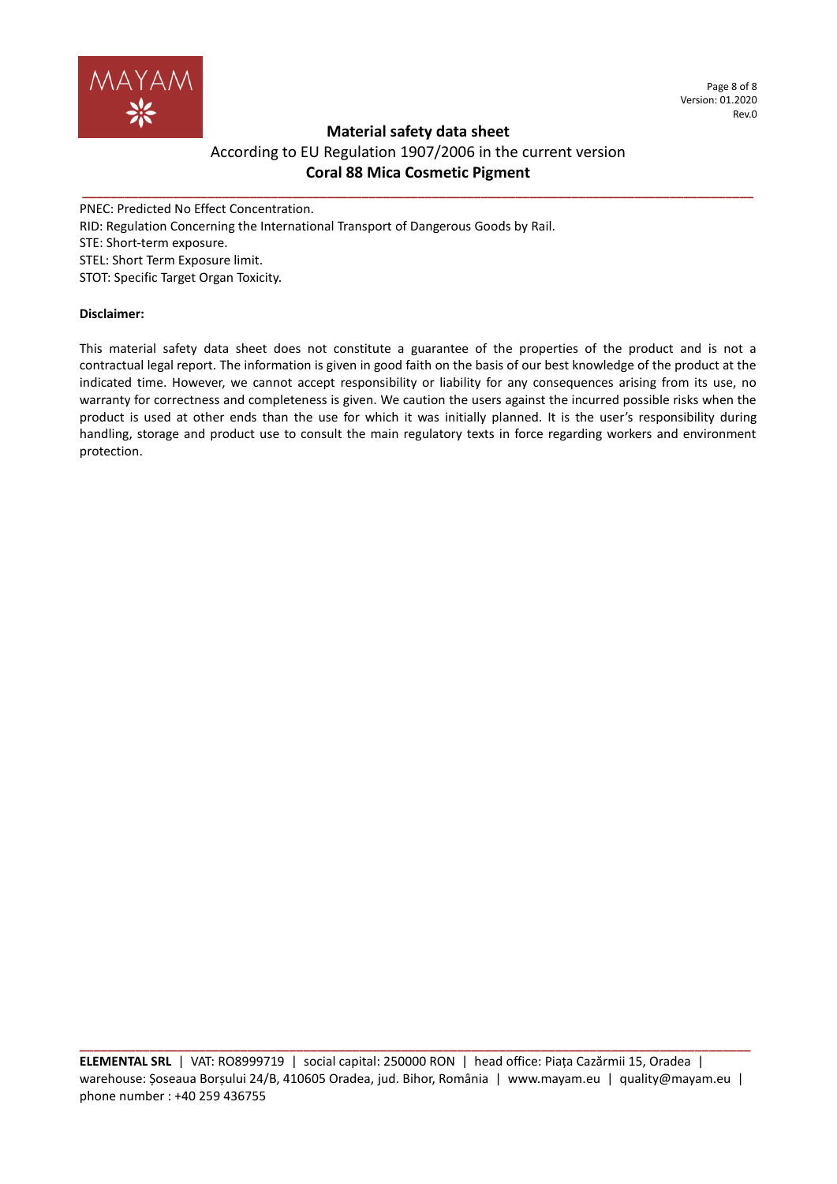PNEC: Predicted No Effect Concentration.
RID: Regulation Concerning the International Transport of Dangerous Goods by Rail.
STE: Short-term exposure.
STEL: Short Term Exposure limit.
STOT: Specific Target Organ Toxicity.

**Disclaimer:**

This material safety data sheet does not constitute a guarantee of the properties of the product and is not a contractual legal report. The information is given in good faith on the basis of our best knowledge of the product at the indicated time. However, we cannot accept responsibility or liability for any consequences arising from its use, no warranty for correctness and completeness is given. We caution the users against the incurred possible risks when the product is used at other ends than the use for which it was initially planned. It is the user's responsibility during handling, storage and product use to consult the main regulatory texts in force regarding workers and environment protection.